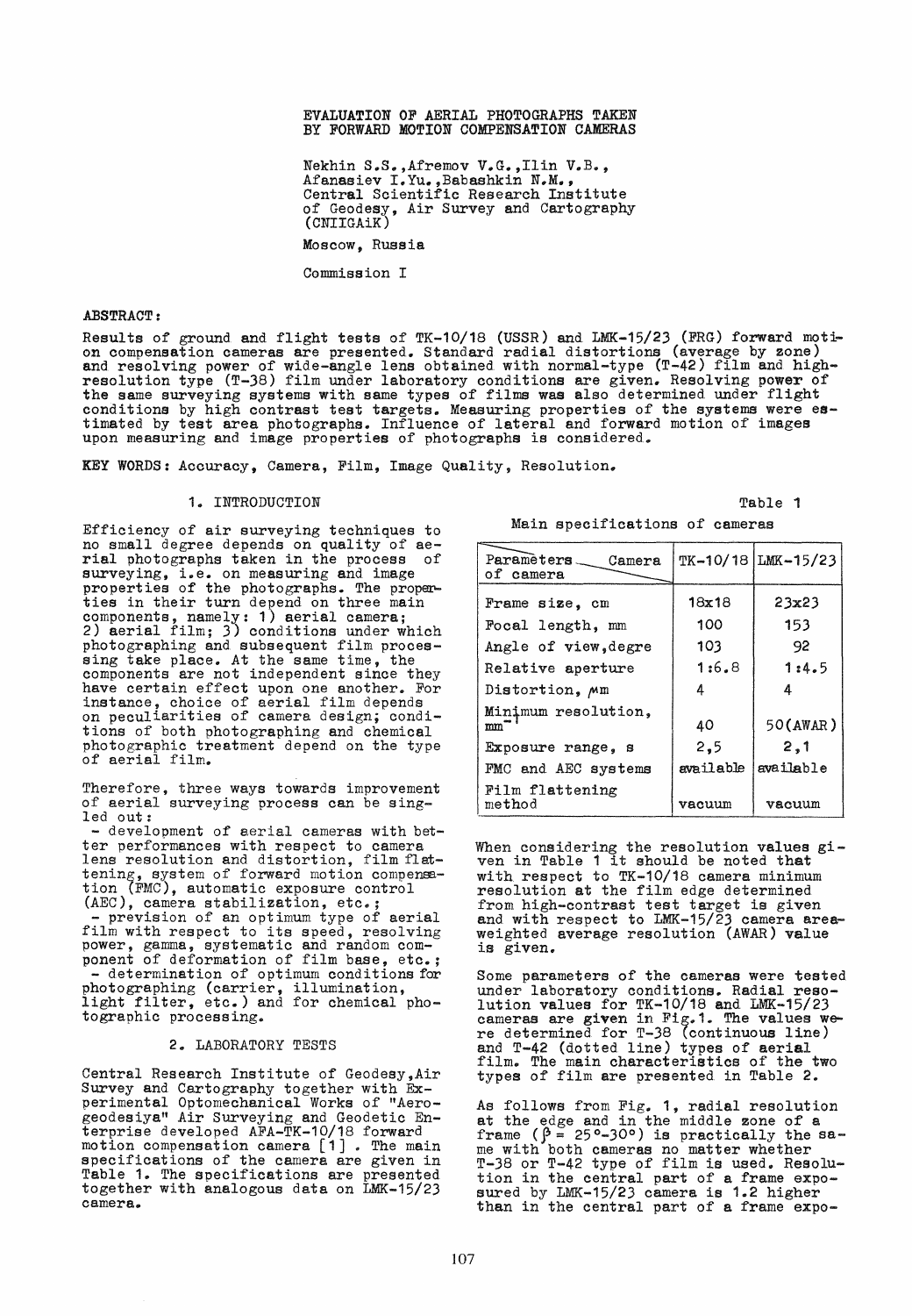# EVALUATION OF AERIAL PHOTOGRAPHS TAKEN BY FORWARD MOTION COMPENSATION CAMERAS

Nekhin S.S., Afremov V.G., Ilin V.B., Afanasiev I.Yu., Babashkin N.M.,
Central Scientific Research Institute of Geodesy, Air Survey and Cartography (CNIIGAiK)

Moscow, Russia

Commission I

**ABSTRACT:**

Results of ground and flight tests of TK-10/18 (USSR) and LMK-15/23 (FRG) forward motion compensation cameras are presented. Standard radial distortions (average by zone) and resolving power of wide-angle lens obtained with normal-type (T-42) film and high-resolution type (T-38) film under laboratory conditions are given. Resolving power of the same surveying systems with same types of films was also determined under flight conditions by high contrast test targets. Measuring properties of the systems were estimated by test area photographs. Influence of lateral and forward motion of images upon measuring and image properties of photographs is considered.

**KEY WORDS:** Accuracy, Camera, Film, Image Quality, Resolution.

## 1. INTRODUCTION

Efficiency of air surveying techniques to no small degree depends on quality of aerial photographs taken in the process of surveying, i.e. on measuring and image properties of the photographs. The properties in their turn depend on three main components, namely: 1) aerial camera; 2) aerial film; 3) conditions under which photographing and subsequent film processing take place. At the same time, the components are not independent since they have certain effect upon one another. For instance, choice of aerial film depends on peculiarities of camera design; conditions of both photographing and chemical photographic treatment depend on the type of aerial film.

Therefore, three ways towards improvement of aerial surveying process can be singled out:

- development of aerial cameras with better performances with respect to camera lens resolution and distortion, film flattening, system of forward motion compensation (FMC), automatic exposure control (AEC), camera stabilization, etc.;
- prevision of an optimum type of aerial film with respect to its speed, resolving power, gamma, systematic and random component of deformation of film base, etc.;
- determination of optimum conditions for photographing (carrier, illumination, light filter, etc.) and for chemical photographic processing.

## 2. LABORATORY TESTS

Central Research Institute of Geodesy, Air Survey and Cartography together with Experimental Optomechanical Works of "Aerogeodesiya" Air Surveying and Geodetic Enterprise developed AFA-TK-10/18 forward motion compensation camera [1]. The main specifications of the camera are given in Table 1. The specifications are presented together with analogous data on LMK-15/23 camera.

Table 1

Main specifications of cameras

| Parameters of camera \ Camera | TK-10/18 | LMK-15/23 |
|---|---|---|
| Frame size, cm | 18x18 | 23x23 |
| Focal length, mm | 100 | 153 |
| Angle of view, degre | 103 | 92 |
| Relative aperture | 1:6.8 | 1:4.5 |
| Distortion, $\mu$m | 4 | 4 |
| Minimum resolution, $mm^{-1}$ | 40 | 50(AWAR) |
| Exposure range, s | 2,5 | 2,1 |
| FMC and AEC systems | available | available |
| Film flattening method | vacuum | vacuum |

When considering the resolution values given in Table 1 it should be noted that with respect to TK-10/18 camera minimum resolution at the film edge determined from high-contrast test target is given and with respect to LMK-15/23 camera area-weighted average resolution (AWAR) value is given.

Some parameters of the cameras were tested under laboratory conditions. Radial resolution values for TK-10/18 and LMK-15/23 cameras are given in Fig.1. The values were determined for T-38 (continuous line) and T-42 (dotted line) types of aerial film. The main characteristics of the two types of film are presented in Table 2.

As follows from Fig. 1, radial resolution at the edge and in the middle zone of a frame ($\beta = 25°-30°$) is practically the same with both cameras no matter whether T-38 or T-42 type of film is used. Resolution in the central part of a frame exposured by LMK-15/23 camera is 1.2 higher than in the central part of a frame expo-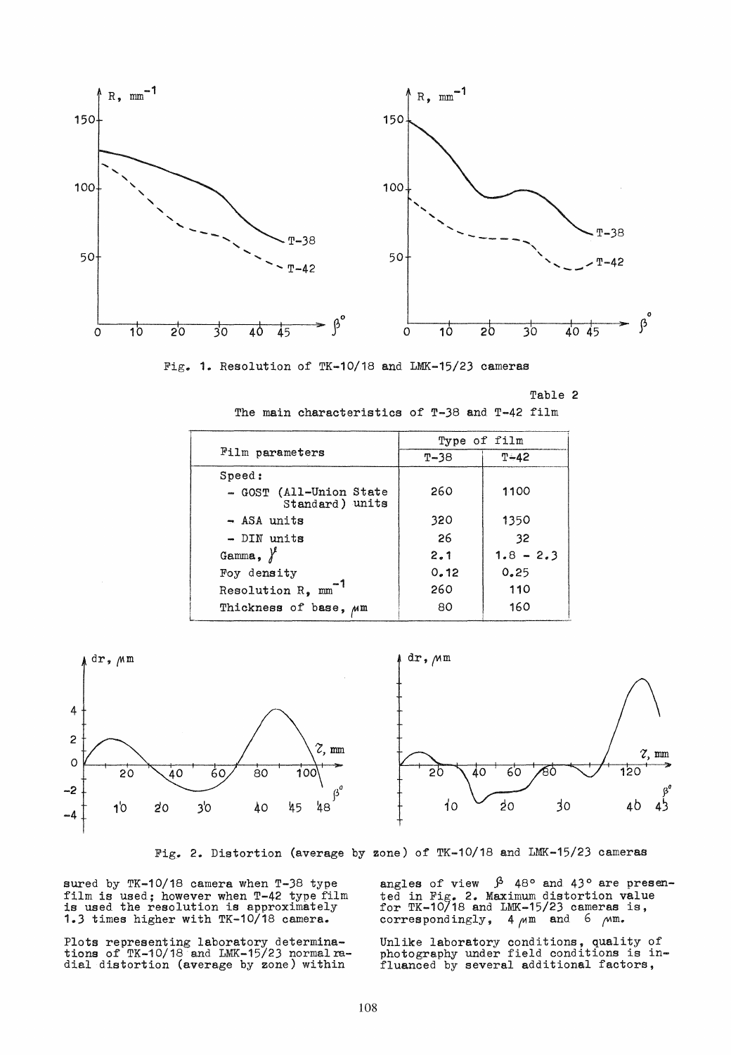Fig. 1. Resolution of TK-10/18 and LMK-15/23 cameras

Table 2

The main characteristics of T-38 and T-42 film

| Film parameters | Type of film | |
|---|---|---|
| | T-38 | T-42 |
| Speed: | | |
| - GOST (All-Union State Standard) units | 260 | 1100 |
| - ASA units | 320 | 1350 |
| - DIN units | 26 | 32 |
| Gamma, $\gamma$ | 2.1 | 1.8 - 2.3 |
| Foy density | 0.12 | 0.25 |
| Resolution R, $mm^{-1}$ | 260 | 110 |
| Thickness of base, $\mu m$ | 80 | 160 |

Fig. 2. Distortion (average by zone) of TK-10/18 and LMK-15/23 cameras

sured by TK-10/18 camera when T-38 type film is used; however when T-42 type film is used the resolution is approximately 1.3 times higher with TK-10/18 camera.

Plots representing laboratory determinations of TK-10/18 and LMK-15/23 normal radial distortion (average by zone) within angles of view $\beta$ 48° and 43° are presented in Fig. 2. Maximum distortion value for TK-10/18 and LMK-15/23 cameras is, correspondingly, 4 $\mu m$ and 6 $\mu m$.

Unlike laboratory conditions, quality of photography under field conditions is influenced by several additional factors,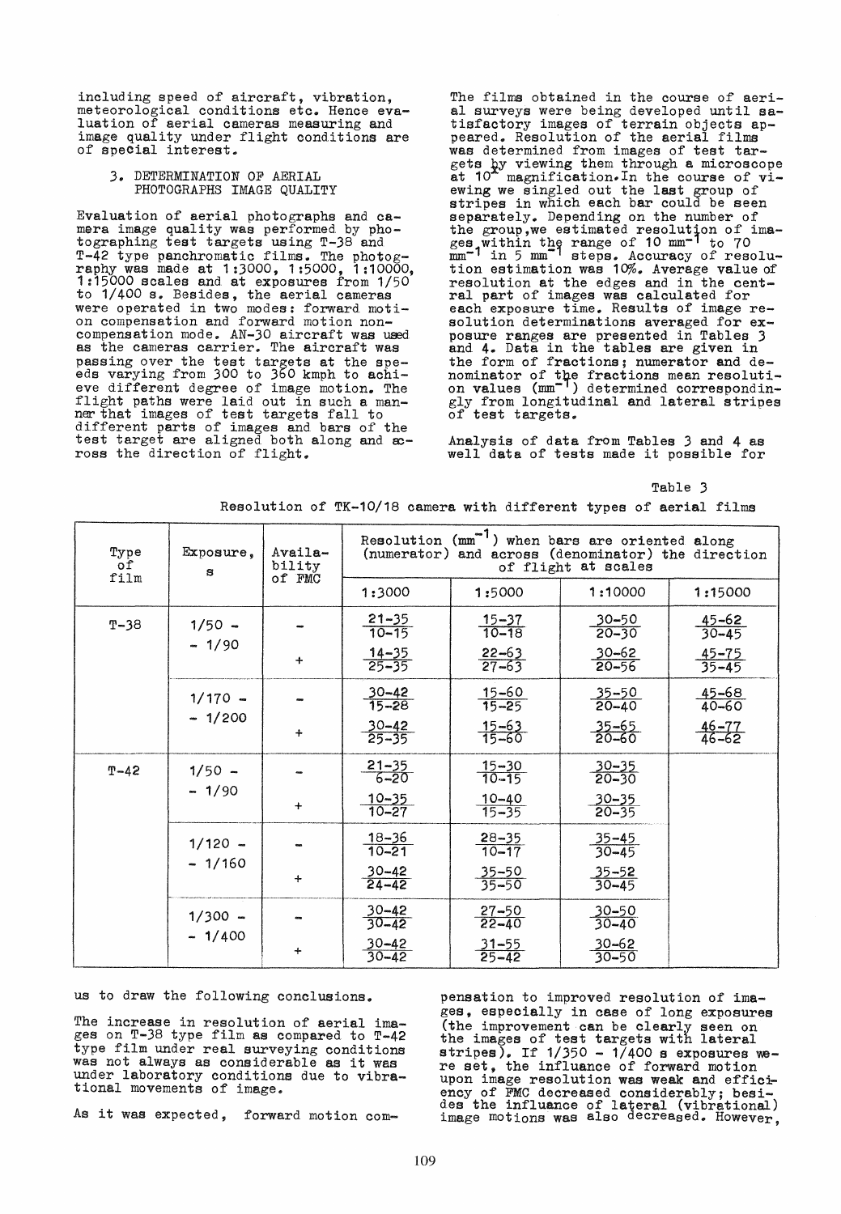including speed of aircraft, vibration, meteorological conditions etc. Hence evaluation of aerial cameras measuring and image quality under flight conditions are of special interest.

## 3. DETERMINATION OF AERIAL PHOTOGRAPHS IMAGE QUALITY

Evaluation of aerial photographs and camera image quality was performed by photographing test targets using T-38 and T-42 type panchromatic films. The photography was made at 1:3000, 1:5000, 1:10000, 1:15000 scales and at exposures from 1/50 to 1/400 s. Besides, the aerial cameras were operated in two modes: forward motion compensation and forward motion non-compensation mode. AN-30 aircraft was used as the cameras carrier. The aircraft was passing over the test targets at the speeds varying from 300 to 360 kmph to achieve different degree of image motion. The flight paths were laid out in such a manner that images of test targets fall to different parts of images and bars of the test target are aligned both along and across the direction of flight.

The films obtained in the course of aerial surveys were being developed until satisfactory images of terrain objects appeared. Resolution of the aerial films was determined from images of test targets by viewing them through a microscope at 10$^{x}$ magnification. In the course of viewing we singled out the last group of stripes in which each bar could be seen separately. Depending on the number of the group, we estimated resolution of images within the range of 10 $mm^{-1}$ to 70 $mm^{-1}$ in 5 $mm^{-1}$ steps. Accuracy of resolution estimation was 10%. Average value of resolution at the edges and in the central part of images was calculated for each exposure time. Results of image resolution determinations averaged for exposure ranges are presented in Tables 3 and 4. Data in the tables are given in the form of fractions; numerator and denominator of the fractions mean resolution values ($mm^{-1}$) determined correspondingly from longitudinal and lateral stripes of test targets.

Analysis of data from Tables 3 and 4 as well data of tests made it possible for us to draw the following conclusions.

Table 3

Resolution of TK-10/18 camera with different types of aerial films

| Type of film | Exposure, s | Availability of FMC | Resolution ($mm^{-1}$) when bars are oriented along (numerator) and across (denominator) the direction of flight at scales | | | |
|---|---|---|---|---|---|---|
| | | | 1:3000 | 1:5000 | 1:10000 | 1:15000 |
| T-38 | 1/50 – – 1/90 | – | 21–35 / 10–15 | 15–37 / 10–18 | 30–50 / 20–30 | 45–62 / 30–45 |
| | | + | 14–35 / 25–35 | 22–63 / 27–63 | 30–62 / 20–56 | 45–75 / 35–45 |
| | 1/170 – – 1/200 | – | 30–42 / 15–28 | 15–60 / 15–25 | 35–50 / 20–40 | 45–68 / 40–60 |
| | | + | 30–42 / 25–35 | 15–63 / 15–60 | 35–65 / 20–60 | 46–77 / 46–62 |
| T-42 | 1/50 – – 1/90 | – | 21–35 / 6–20 | 15–30 / 10–15 | 30–35 / 20–30 | |
| | | + | 10–35 / 10–27 | 10–40 / 15–35 | 30–35 / 20–35 | |
| | 1/120 – – 1/160 | – | 18–36 / 10–21 | 28–35 / 10–17 | 35–45 / 30–45 | |
| | | + | 30–42 / 24–42 | 35–50 / 35–50 | 35–52 / 30–45 | |
| | 1/300 – – 1/400 | – | 30–42 / 30–42 | 27–50 / 22–40 | 30–50 / 30–40 | |
| | | + | 30–42 / 30–42 | 31–55 / 25–42 | 30–62 / 30–50 | |

The increase in resolution of aerial images on T-38 type film as compared to T-42 type film under real surveying conditions was not always as considerable as it was under laboratory conditions due to vibrational movements of image.

As it was expected, forward motion compensation to improved resolution of images, especially in case of long exposures (the improvement can be clearly seen on the images of test targets with lateral stripes). If 1/350 – 1/400 s exposures were set, the influance of forward motion upon image resolution was weak and efficiency of FMC decreased considerably; besides the influance of lateral (vibrational) image motions was also decreased. However,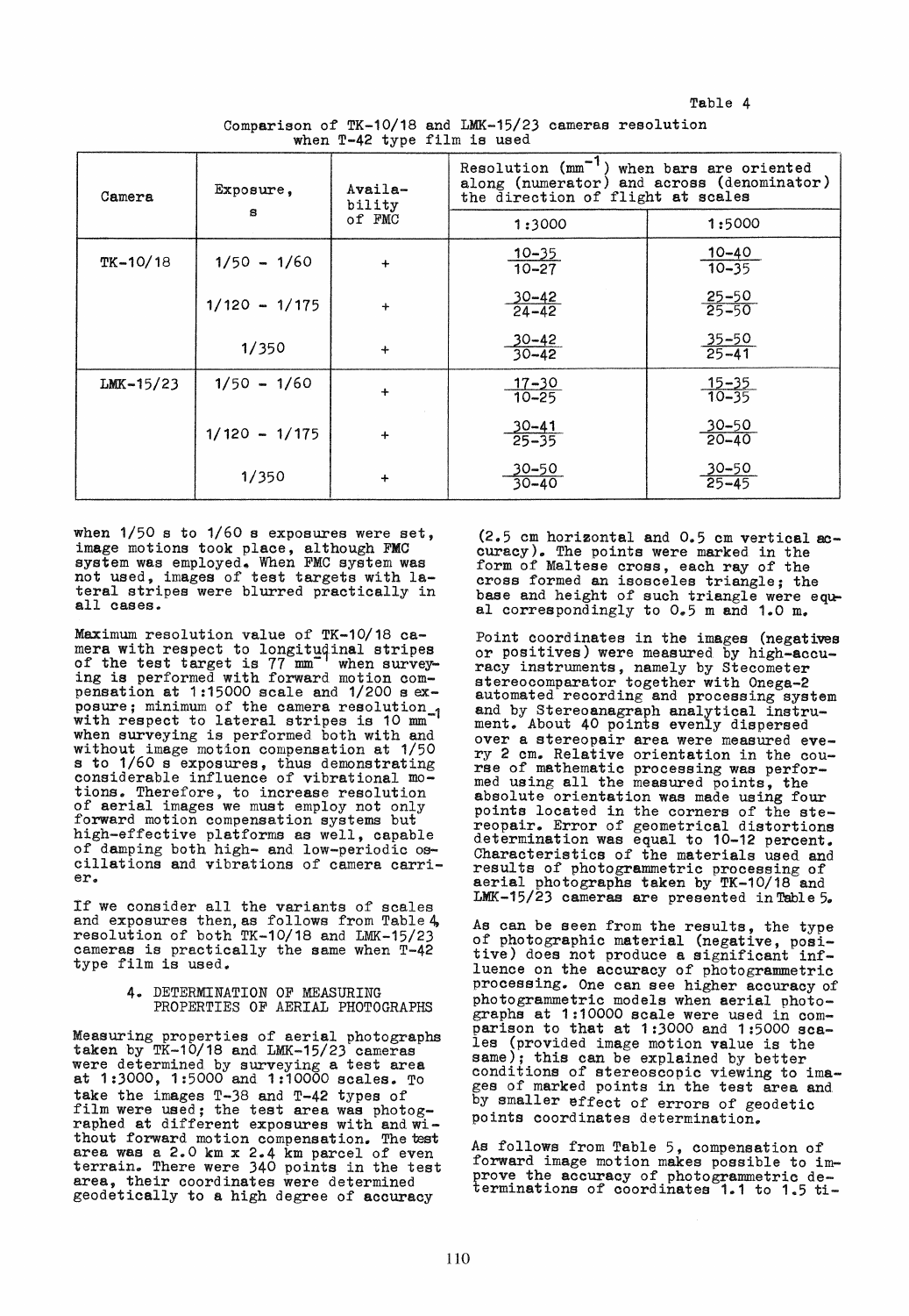Table 4

Comparison of TK-10/18 and LMK-15/23 cameras resolution when T-42 type film is used

| Camera | Exposure, s | Availability of FMC | Resolution ($mm^{-1}$) when bars are oriented along (numerator) and across (denominator) the direction of flight at scales | |
|---|---|---|---|---|
| | | | 1:3000 | 1:5000 |
| TK-10/18 | 1/50 - 1/60 | + | $\frac{10-35}{10-27}$ | $\frac{10-40}{10-35}$ |
| | 1/120 - 1/175 | + | $\frac{30-42}{24-42}$ | $\frac{25-50}{25-50}$ |
| | 1/350 | + | $\frac{30-42}{30-42}$ | $\frac{35-50}{25-41}$ |
| LMK-15/23 | 1/50 - 1/60 | + | $\frac{17-30}{10-25}$ | $\frac{15-35}{10-35}$ |
| | 1/120 - 1/175 | + | $\frac{30-41}{25-35}$ | $\frac{30-50}{20-40}$ |
| | 1/350 | + | $\frac{30-50}{30-40}$ | $\frac{30-50}{25-45}$ |

when 1/50 s to 1/60 s exposures were set, image motions took place, although FMC system was employed. When FMC system was not used, images of test targets with lateral stripes were blurred practically in all cases.

Maximum resolution value of TK-10/18 camera with respect to longitudinal stripes of the test target is 77 $mm^{-1}$ when surveying is performed with forward motion compensation at 1:15000 scale and 1/200 s exposure; minimum of the camera resolution with respect to lateral stripes is 10 $mm^{-1}$ when surveying is performed both with and without image motion compensation at 1/50 s to 1/60 s exposures, thus demonstrating considerable influence of vibrational motions. Therefore, to increase resolution of aerial images we must employ not only forward motion compensation systems but high-effective platforms as well, capable of damping both high- and low-periodic oscillations and vibrations of camera carrier.

If we consider all the variants of scales and exposures then, as follows from Table 4, resolution of both TK-10/18 and LMK-15/23 cameras is practically the same when T-42 type film is used.

## 4. DETERMINATION OF MEASURING PROPERTIES OF AERIAL PHOTOGRAPHS

Measuring properties of aerial photographs taken by TK-10/18 and LMK-15/23 cameras were determined by surveying a test area at 1:3000, 1:5000 and 1:10000 scales. To take the images T-38 and T-42 types of film were used; the test area was photographed at different exposures with and without forward motion compensation. The test area was a 2.0 km x 2.4 km parcel of even terrain. There were 340 points in the test area, their coordinates were determined geodetically to a high degree of accuracy (2.5 cm horizontal and 0.5 cm vertical accuracy). The points were marked in the form of Maltese cross, each ray of the cross formed an isosceles triangle; the base and height of such triangle were equal correspondingly to 0.5 m and 1.0 m.

Point coordinates in the images (negatives or positives) were measured by high-accuracy instruments, namely by Stecometer stereocomparator together with Onega-2 automated recording and processing system and by Stereoanagraph analytical instrument. About 40 points evenly dispersed over a stereopair area were measured every 2 cm. Relative orientation in the course of mathematic processing was performed using all the measured points, the absolute orientation was made using four points located in the corners of the stereopair. Error of geometrical distortions determination was equal to 10-12 percent. Characteristics of the materials used and results of photogrammetric processing of aerial photographs taken by TK-10/18 and LMK-15/23 cameras are presented in Table 5.

As can be seen from the results, the type of photographic material (negative, positive) does not produce a significant influence on the accuracy of photogrammetric processing. One can see higher accuracy of photogrammetric models when aerial photographs at 1:10000 scale were used in comparison to that at 1:3000 and 1:5000 scales (provided image motion value is the same); this can be explained by better conditions of stereoscopic viewing to images of marked points in the test area and by smaller effect of errors of geodetic points coordinates determination.

As follows from Table 5, compensation of forward image motion makes possible to improve the accuracy of photogrammetric determinations of coordinates 1.1 to 1.5 ti-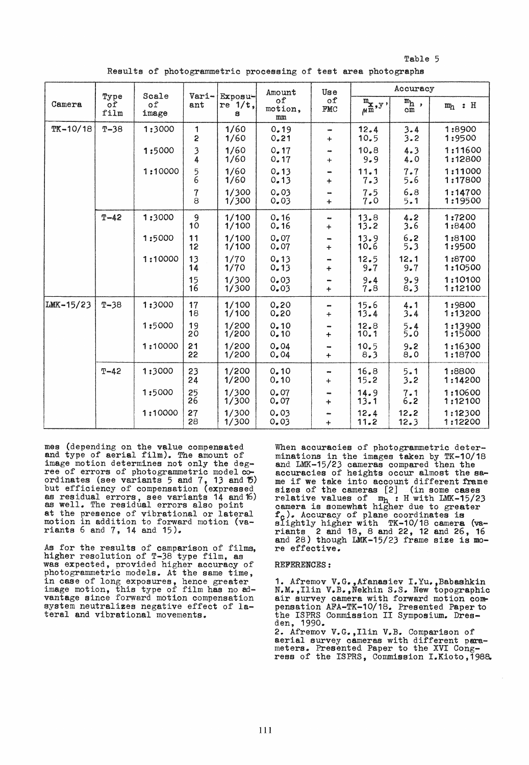Table 5

Results of photogrammetric processing of test area photographs

| Camera | Type of film | Scale of image | Variant | Exposure 1/t, s | Amount of motion, mm | Use of FMC | Accuracy | | |
|---|---|---|---|---|---|---|---|---|---|
| | | | | | | | $m_{x,y}$, $\mu m$ | $m_h$, cm | $m_h$ : H |
| TK-10/18 | T-38 | 1:3000 | 1 | 1/60 | 0.19 | - | 12.4 | 3.4 | 1:8900 |
| | | | 2 | 1/60 | 0.21 | + | 10.5 | 3.2 | 1:9500 |
| | | 1:5000 | 3 | 1/60 | 0.17 | - | 10.8 | 4.3 | 1:11600 |
| | | | 4 | 1/60 | 0.17 | + | 9.9 | 4.0 | 1:12800 |
| | | 1:10000 | 5 | 1/60 | 0.13 | - | 11.1 | 7.7 | 1:11000 |
| | | | 6 | 1/60 | 0.13 | + | 7.3 | 5.6 | 1:17800 |
| | | | 7 | 1/300 | 0.03 | - | 7.5 | 6.8 | 1:14700 |
| | | | 8 | 1/300 | 0.03 | + | 7.0 | 5.1 | 1:19500 |
| | T-42 | 1:3000 | 9 | 1/100 | 0.16 | - | 13.8 | 4.2 | 1:7200 |
| | | | 10 | 1/100 | 0.16 | + | 13.2 | 3.6 | 1:8400 |
| | | 1:5000 | 11 | 1/100 | 0.07 | - | 13.9 | 6.2 | 1:8100 |
| | | | 12 | 1/100 | 0.07 | + | 10.6 | 5.3 | 1:9500 |
| | | 1:10000 | 13 | 1/70 | 0.13 | - | 12.5 | 12.1 | 1:8700 |
| | | | 14 | 1/70 | 0.13 | + | 9.7 | 9.7 | 1:10500 |
| | | | 15 | 1/300 | 0.03 | - | 9.4 | 9.9 | 1:10100 |
| | | | 16 | 1/300 | 0.03 | + | 7.8 | 8.3 | 1:12100 |
| LMK-15/23 | T-38 | 1:3000 | 17 | 1/100 | 0.20 | - | 15.6 | 4.1 | 1:9800 |
| | | | 18 | 1/100 | 0.20 | + | 13.4 | 3.4 | 1:13200 |
| | | 1:5000 | 19 | 1/200 | 0.10 | - | 12.8 | 5.4 | 1:13900 |
| | | | 20 | 1/200 | 0.10 | + | 10.1 | 5.0 | 1:15000 |
| | | 1:10000 | 21 | 1/200 | 0.04 | - | 10.5 | 9.2 | 1:16300 |
| | | | 22 | 1/200 | 0.04 | + | 8.3 | 8.0 | 1:18700 |
| | T-42 | 1:3000 | 23 | 1/200 | 0.10 | - | 16.8 | 5.1 | 1:8800 |
| | | | 24 | 1/200 | 0.10 | + | 15.2 | 3.2 | 1:14200 |
| | | 1:5000 | 25 | 1/300 | 0.07 | - | 14.9 | 7.1 | 1:10600 |
| | | | 26 | 1/300 | 0.07 | + | 13.1 | 6.2 | 1:12100 |
| | | 1:10000 | 27 | 1/300 | 0.03 | - | 12.4 | 12.2 | 1:12300 |
| | | | 28 | 1/300 | 0.03 | + | 11.2 | 12.3 | 1:12200 |

mes (depending on the value compensated and type of aerial film). The amount of image motion determines not only the degree of errors of photogrammetric model coordinates (see variants 5 and 7, 13 and 15) but efficiency of compensation (expressed as residual errors, see variants 14 and 16) as well. The residual errors also point at the presence of vibrational or lateral motion in addition to forward motion (variants 6 and 7, 14 and 15).

As for the results of camparison of films, higher resolution of T-38 type film, as was expected, provided higher accuracy of photogrammetric models. At the same time, in case of long exposures, hence greater image motion, this type of film has no advantage since forward motion compensation system neutralizes negative effect of lateral and vibrational movements.

When accuracies of photogrammetric determinations in the images taken by TK-10/18 and LMK-15/23 cameras compared then the accuracies of heights occur almost the same if we take into account different frame sizes of the cameras [2] (in some cases relative values of $m_h$ : H with LMK-15/23 camera is somewhat higher due to greater $f_c$). Accuracy of plane coordinates is slightly higher with TK-10/18 camera (variants 2 and 18, 8 and 22, 12 and 26, 16 and 28) though LMK-15/23 frame size is more effective.

REFERENCES:

1. Afremov V.G., Afanasiev I.Yu., Babashkin N.M., Ilin V.B., Nekhin S.S. New topographic air survey camera with forward motion compensation AFA-TK-10/18. Presented Paper to the ISPRS Commission II Symposium. Dresden, 1990.
2. Afremov V.G., Ilin V.B. Comparison of aerial survey cameras with different parameters. Presented Paper to the XVI Congress of the ISPRS, Commission I. Kioto, 1988.